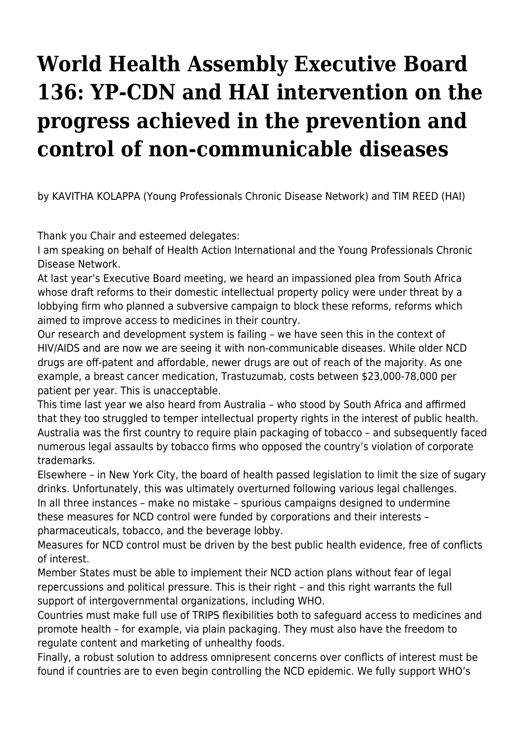# World Health Assembly Executive Board 136: YP-CDN and HAI intervention on the progress achieved in the prevention and control of non-communicable diseases

by KAVITHA KOLAPPA (Young Professionals Chronic Disease Network) and TIM REED (HAI)

Thank you Chair and esteemed delegates:

I am speaking on behalf of Health Action International and the Young Professionals Chronic Disease Network.

At last year's Executive Board meeting, we heard an impassioned plea from South Africa whose draft reforms to their domestic intellectual property policy were under threat by a lobbying firm who planned a subversive campaign to block these reforms, reforms which aimed to improve access to medicines in their country.

Our research and development system is failing – we have seen this in the context of HIV/AIDS and are now we are seeing it with non-communicable diseases. While older NCD drugs are off-patent and affordable, newer drugs are out of reach of the majority. As one example, a breast cancer medication, Trastuzumab, costs between $23,000-78,000 per patient per year. This is unacceptable.

This time last year we also heard from Australia – who stood by South Africa and affirmed that they too struggled to temper intellectual property rights in the interest of public health. Australia was the first country to require plain packaging of tobacco – and subsequently faced numerous legal assaults by tobacco firms who opposed the country's violation of corporate trademarks.

Elsewhere – in New York City, the board of health passed legislation to limit the size of sugary drinks. Unfortunately, this was ultimately overturned following various legal challenges.

In all three instances – make no mistake – spurious campaigns designed to undermine these measures for NCD control were funded by corporations and their interests – pharmaceuticals, tobacco, and the beverage lobby.

Measures for NCD control must be driven by the best public health evidence, free of conflicts of interest.

Member States must be able to implement their NCD action plans without fear of legal repercussions and political pressure. This is their right – and this right warrants the full support of intergovernmental organizations, including WHO.

Countries must make full use of TRIPS flexibilities both to safeguard access to medicines and promote health – for example, via plain packaging. They must also have the freedom to regulate content and marketing of unhealthy foods.

Finally, a robust solution to address omnipresent concerns over conflicts of interest must be found if countries are to even begin controlling the NCD epidemic. We fully support WHO's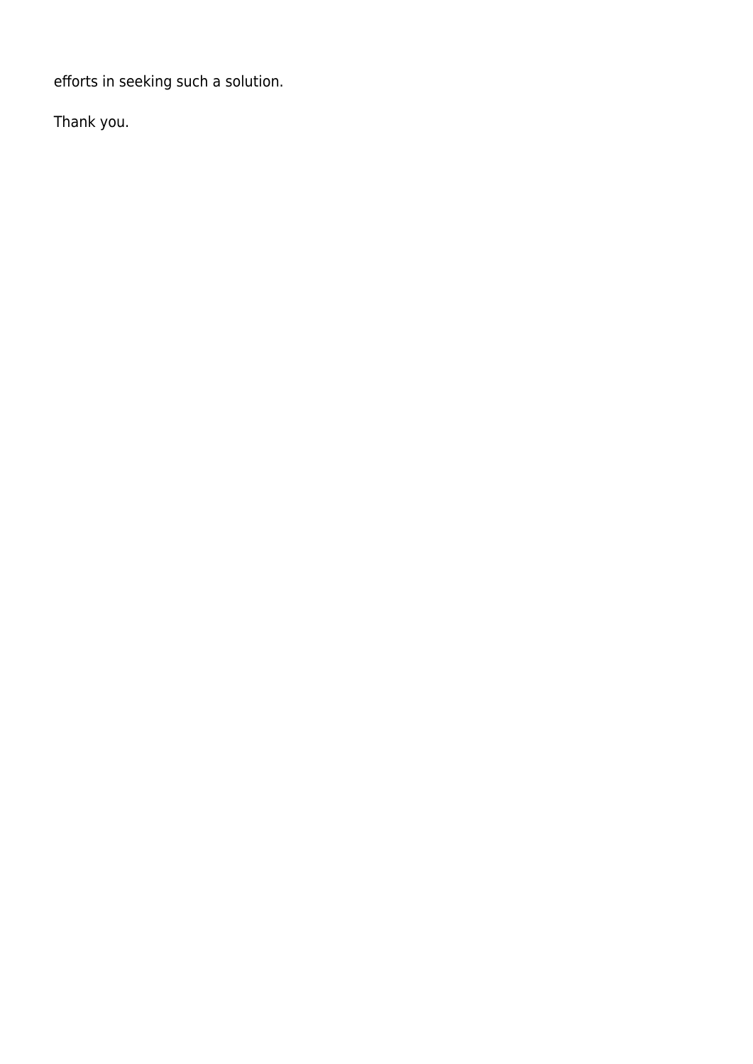efforts in seeking such a solution.

Thank you.